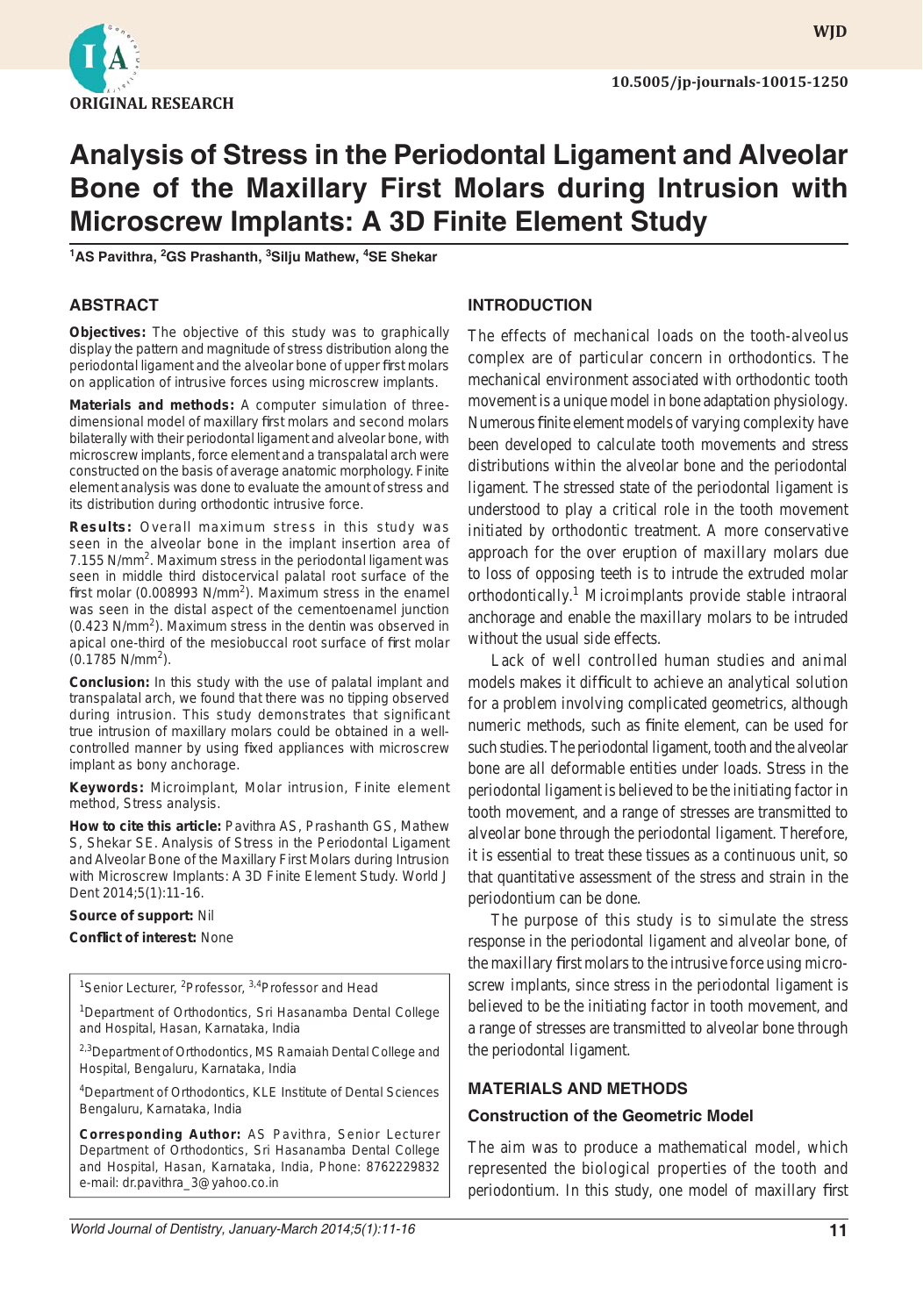ORIGINAL RESEARCH

10.5005/jp-journals-10015-1250

# Analysis of Stress in the Periodontal Ligament and Alveolar Bone of the Maxillary First Molars during Intrusion with Microscrew Implants: A 3D Finite Element Study

[1]AS Pavithra, [2]GS Prashanth, [3]Silju Mathew, [4]SE Shekar

## ABSTRACT

**Objectives:** The objective of this study was to graphically display the pattern and magnitude of stress distribution along the periodontal ligament and the alveolar bone of upper first molars on application of intrusive forces using microscrew implants.

**Materials and methods:** A computer simulation of three-dimensional model of maxillary first molars and second molars bilaterally with their periodontal ligament and alveolar bone, with microscrew implants, force element and a transpalatal arch were constructed on the basis of average anatomic morphology. Finite element analysis was done to evaluate the amount of stress and its distribution during orthodontic intrusive force.

**Results:** Overall maximum stress in this study was seen in the alveolar bone in the implant insertion area of 7.155 $N/mm^2$. Maximum stress in the periodontal ligament was seen in middle third distocervical palatal root surface of the first molar (0.008993 $N/mm^2$). Maximum stress in the enamel was seen in the distal aspect of the cementoenamel junction (0.423 $N/mm^2$). Maximum stress in the dentin was observed in apical one-third of the mesiobuccal root surface of first molar (0.1785 $N/mm^2$).

**Conclusion:** In this study with the use of palatal implant and transpalatal arch, we found that there was no tipping observed during intrusion. This study demonstrates that significant true intrusion of maxillary molars could be obtained in a well-controlled manner by using fixed appliances with microscrew implant as bony anchorage.

**Keywords:** Microimplant, Molar intrusion, Finite element method, Stress analysis.

**How to cite this article:** Pavithra AS, Prashanth GS, Mathew S, Shekar SE. Analysis of Stress in the Periodontal Ligament and Alveolar Bone of the Maxillary First Molars during Intrusion with Microscrew Implants: A 3D Finite Element Study. World J Dent 2014;5(1):11-16.

**Source of support:** Nil

**Conflict of interest:** None

[1]Senior Lecturer, [2]Professor, [3,4]Professor and Head

[1]Department of Orthodontics, Sri Hasanamba Dental College and Hospital, Hasan, Karnataka, India

[2,3]Department of Orthodontics, MS Ramaiah Dental College and Hospital, Bengaluru, Karnataka, India

[4]Department of Orthodontics, KLE Institute of Dental Sciences Bengaluru, Karnataka, India

**Corresponding Author:** AS Pavithra, Senior Lecturer Department of Orthodontics, Sri Hasanamba Dental College and Hospital, Hasan, Karnataka, India, Phone: 8762229832 e-mail: dr.pavithra_3@yahoo.co.in

## INTRODUCTION

The effects of mechanical loads on the tooth-alveolus complex are of particular concern in orthodontics. The mechanical environment associated with orthodontic tooth movement is a unique model in bone adaptation physiology. Numerous finite element models of varying complexity have been developed to calculate tooth movements and stress distributions within the alveolar bone and the periodontal ligament. The stressed state of the periodontal ligament is understood to play a critical role in the tooth movement initiated by orthodontic treatment. A more conservative approach for the over eruption of maxillary molars due to loss of opposing teeth is to intrude the extruded molar orthodontically.[1] Microimplants provide stable intraoral anchorage and enable the maxillary molars to be intruded without the usual side effects.

Lack of well controlled human studies and animal models makes it difficult to achieve an analytical solution for a problem involving complicated geometrics, although numeric methods, such as finite element, can be used for such studies. The periodontal ligament, tooth and the alveolar bone are all deformable entities under loads. Stress in the periodontal ligament is believed to be the initiating factor in tooth movement, and a range of stresses are transmitted to alveolar bone through the periodontal ligament. Therefore, it is essential to treat these tissues as a continuous unit, so that quantitative assessment of the stress and strain in the periodontium can be done.

The purpose of this study is to simulate the stress response in the periodontal ligament and alveolar bone, of the maxillary first molars to the intrusive force using micro-screw implants, since stress in the periodontal ligament is believed to be the initiating factor in tooth movement, and a range of stresses are transmitted to alveolar bone through the periodontal ligament.

## MATERIALS AND METHODS

### Construction of the Geometric Model

The aim was to produce a mathematical model, which represented the biological properties of the tooth and periodontium. In this study, one model of maxillary first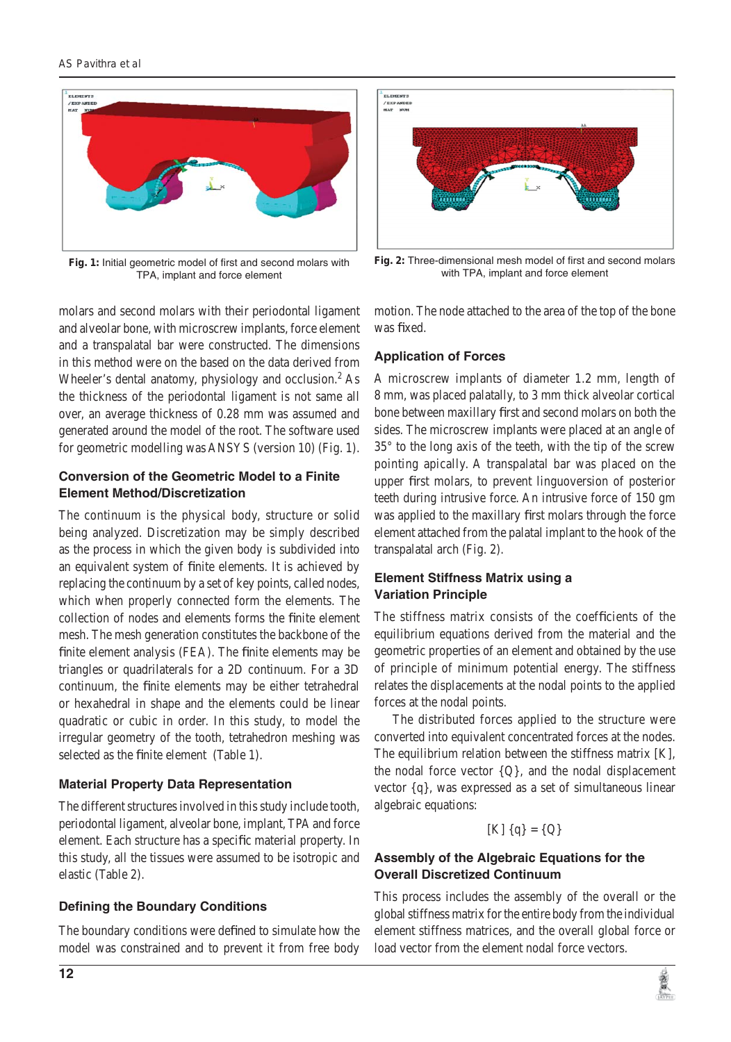**Fig. 1:** Initial geometric model of first and second molars with TPA, implant and force element

**Fig. 2:** Three-dimensional mesh model of first and second molars with TPA, implant and force element

molars and second molars with their periodontal ligament and alveolar bone, with microscrew implants, force element and a transpalatal bar were constructed. The dimensions in this method were on the based on the data derived from Wheeler's dental anatomy, physiology and occlusion.[2] As the thickness of the periodontal ligament is not same all over, an average thickness of 0.28 mm was assumed and generated around the model of the root. The software used for geometric modelling was ANSYS (version 10) (Fig. 1).

### Conversion of the Geometric Model to a Finite Element Method/Discretization

The continuum is the physical body, structure or solid being analyzed. Discretization may be simply described as the process in which the given body is subdivided into an equivalent system of finite elements. It is achieved by replacing the continuum by a set of key points, called nodes, which when properly connected form the elements. The collection of nodes and elements forms the finite element mesh. The mesh generation constitutes the backbone of the finite element analysis (FEA). The finite elements may be triangles or quadrilaterals for a 2D continuum. For a 3D continuum, the finite elements may be either tetrahedral or hexahedral in shape and the elements could be linear quadratic or cubic in order. In this study, to model the irregular geometry of the tooth, tetrahedron meshing was selected as the finite element (Table 1).

### Material Property Data Representation

The different structures involved in this study include tooth, periodontal ligament, alveolar bone, implant, TPA and force element. Each structure has a specific material property. In this study, all the tissues were assumed to be isotropic and elastic (Table 2).

### Defining the Boundary Conditions

The boundary conditions were defined to simulate how the model was constrained and to prevent it from free body motion. The node attached to the area of the top of the bone was fixed.

### Application of Forces

A microscrew implants of diameter 1.2 mm, length of 8 mm, was placed palatally, to 3 mm thick alveolar cortical bone between maxillary first and second molars on both the sides. The microscrew implants were placed at an angle of 35° to the long axis of the teeth, with the tip of the screw pointing apically. A transpalatal bar was placed on the upper first molars, to prevent linguoversion of posterior teeth during intrusive force. An intrusive force of 150 gm was applied to the maxillary first molars through the force element attached from the palatal implant to the hook of the transpalatal arch (Fig. 2).

### Element Stiffness Matrix using a Variation Principle

The stiffness matrix consists of the coefficients of the equilibrium equations derived from the material and the geometric properties of an element and obtained by the use of principle of minimum potential energy. The stiffness relates the displacements at the nodal points to the applied forces at the nodal points.

The distributed forces applied to the structure were converted into equivalent concentrated forces at the nodes. The equilibrium relation between the stiffness matrix [K], the nodal force vector {Q}, and the nodal displacement vector {q}, was expressed as a set of simultaneous linear algebraic equations:

$$[K]\{q\} = \{Q\}$$

### Assembly of the Algebraic Equations for the Overall Discretized Continuum

This process includes the assembly of the overall or the global stiffness matrix for the entire body from the individual element stiffness matrices, and the overall global force or load vector from the element nodal force vectors.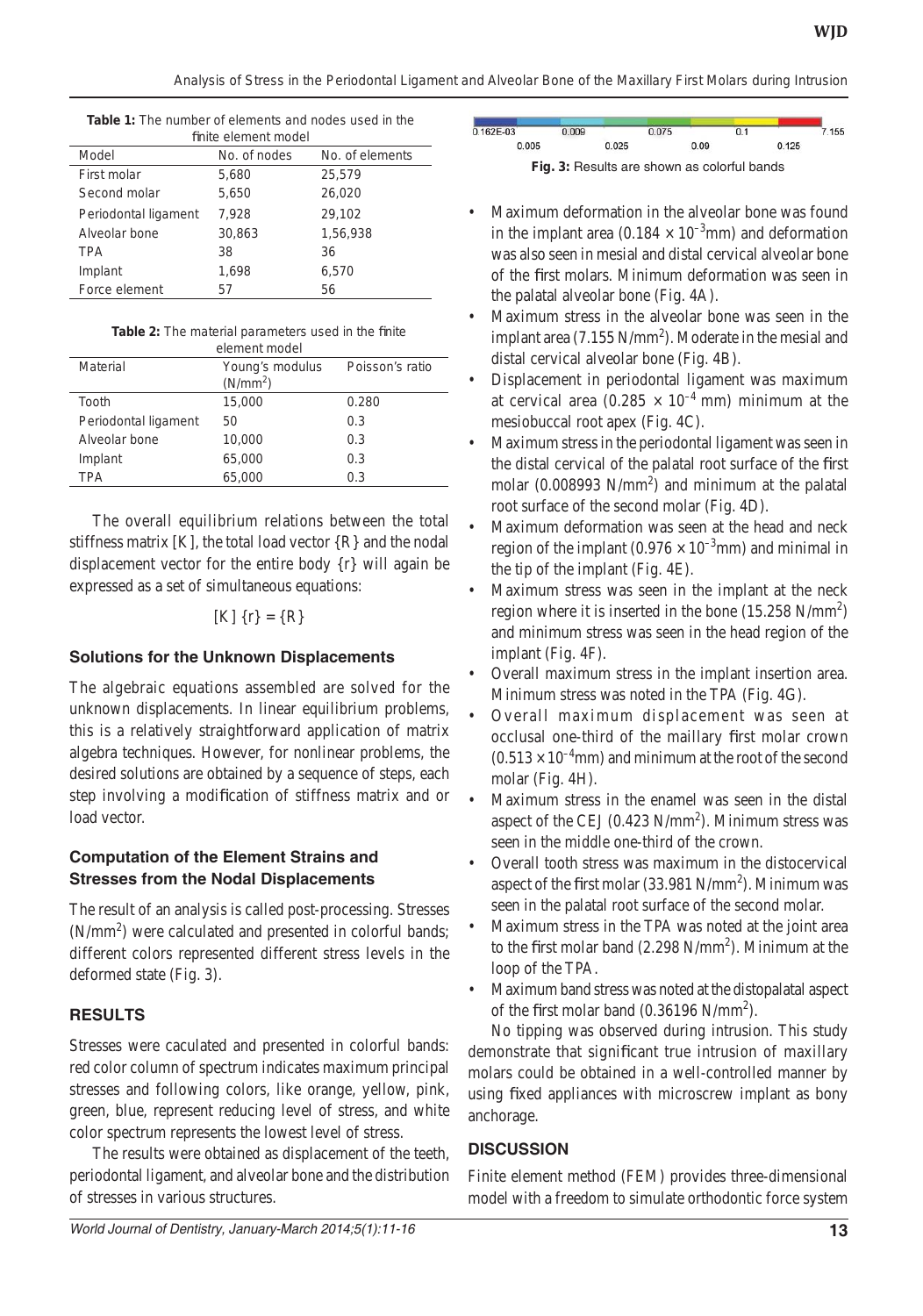**Table 1:** The number of elements and nodes used in the finite element model

| Model | No. of nodes | No. of elements |
|---|---|---|
| First molar | 5,680 | 25,579 |
| Second molar | 5,650 | 26,020 |
| Periodontal ligament | 7,928 | 29,102 |
| Alveolar bone | 30,863 | 1,56,938 |
| TPA | 38 | 36 |
| Implant | 1,698 | 6,570 |
| Force element | 57 | 56 |

**Table 2:** The material parameters used in the finite element model

| Material | Young's modulus ($N/mm^2$) | Poisson's ratio |
|---|---|---|
| Tooth | 15,000 | 0.280 |
| Periodontal ligament | 50 | 0.3 |
| Alveolar bone | 10,000 | 0.3 |
| Implant | 65,000 | 0.3 |
| TPA | 65,000 | 0.3 |

The overall equilibrium relations between the total stiffness matrix [K], the total load vector {R} and the nodal displacement vector for the entire body {r} will again be expressed as a set of simultaneous equations:

$$[K]\,\{r\} = \{R\}$$

### Solutions for the Unknown Displacements

The algebraic equations assembled are solved for the unknown displacements. In linear equilibrium problems, this is a relatively straightforward application of matrix algebra techniques. However, for nonlinear problems, the desired solutions are obtained by a sequence of steps, each step involving a modification of stiffness matrix and or load vector.

### Computation of the Element Strains and Stresses from the Nodal Displacements

The result of an analysis is called post-processing. Stresses ($N/mm^2$) were calculated and presented in colorful bands; different colors represented different stress levels in the deformed state (Fig. 3).

## RESULTS

Stresses were caculated and presented in colorful bands: red color column of spectrum indicates maximum principal stresses and following colors, like orange, yellow, pink, green, blue, represent reducing level of stress, and white color spectrum represents the lowest level of stress.

The results were obtained as displacement of the teeth, periodontal ligament, and alveolar bone and the distribution of stresses in various structures.

0.162E-03 0.005 0.009 0.025 0.075 0.09 0.1 0.125 7.155

**Fig. 3:** Results are shown as colorful bands

- Maximum deformation in the alveolar bone was found in the implant area ($0.184 \times 10^{-3}$mm) and deformation was also seen in mesial and distal cervical alveolar bone of the first molars. Minimum deformation was seen in the palatal alveolar bone (Fig. 4A).
- Maximum stress in the alveolar bone was seen in the implant area ($7.155\ N/mm^2$). Moderate in the mesial and distal cervical alveolar bone (Fig. 4B).
- Displacement in periodontal ligament was maximum at cervical area ($0.285 \times 10^{-4}$ mm) minimum at the mesiobuccal root apex (Fig. 4C).
- Maximum stress in the periodontal ligament was seen in the distal cervical of the palatal root surface of the first molar ($0.008993\ N/mm^2$) and minimum at the palatal root surface of the second molar (Fig. 4D).
- Maximum deformation was seen at the head and neck region of the implant ($0.976 \times 10^{-3}$mm) and minimal in the tip of the implant (Fig. 4E).
- Maximum stress was seen in the implant at the neck region where it is inserted in the bone ($15.258\ N/mm^2$) and minimum stress was seen in the head region of the implant (Fig. 4F).
- Overall maximum stress in the implant insertion area. Minimum stress was noted in the TPA (Fig. 4G).
- Overall maximum displacement was seen at occlusal one-third of the maillary first molar crown ($0.513 \times 10^{-4}$mm) and minimum at the root of the second molar (Fig. 4H).
- Maximum stress in the enamel was seen in the distal aspect of the CEJ ($0.423\ N/mm^2$). Minimum stress was seen in the middle one-third of the crown.
- Overall tooth stress was maximum in the distocervical aspect of the first molar ($33.981\ N/mm^2$). Minimum was seen in the palatal root surface of the second molar.
- Maximum stress in the TPA was noted at the joint area to the first molar band ($2.298\ N/mm^2$). Minimum at the loop of the TPA.
- Maximum band stress was noted at the distopalatal aspect of the first molar band ($0.36196\ N/mm^2$).

No tipping was observed during intrusion. This study demonstrate that significant true intrusion of maxillary molars could be obtained in a well-controlled manner by using fixed appliances with microscrew implant as bony anchorage.

## DISCUSSION

Finite element method (FEM) provides three-dimensional model with a freedom to simulate orthodontic force system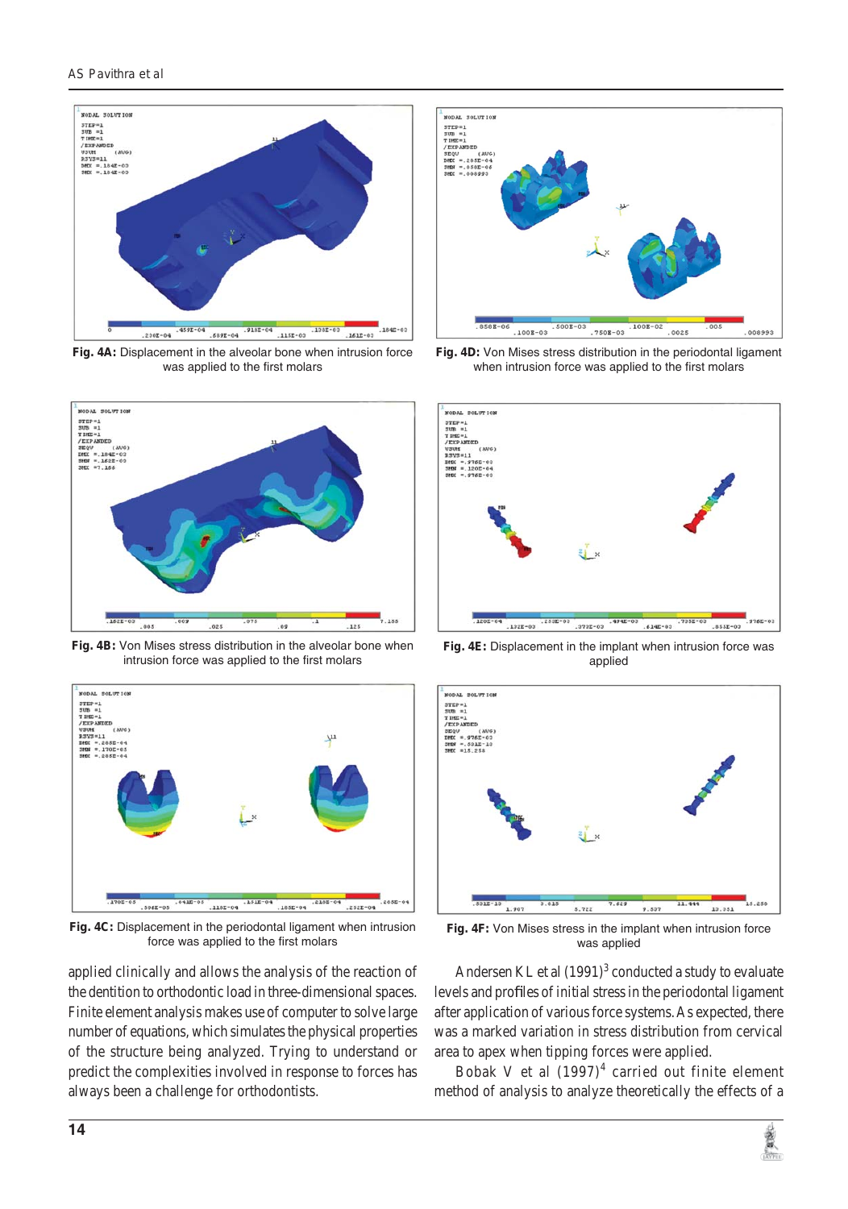Fig. 4A: Displacement in the alveolar bone when intrusion force was applied to the first molars

Fig. 4D: Von Mises stress distribution in the periodontal ligament when intrusion force was applied to the first molars

Fig. 4B: Von Mises stress distribution in the alveolar bone when intrusion force was applied to the first molars

Fig. 4E: Displacement in the implant when intrusion force was applied

Fig. 4C: Displacement in the periodontal ligament when intrusion force was applied to the first molars

Fig. 4F: Von Mises stress in the implant when intrusion force was applied

applied clinically and allows the analysis of the reaction of the dentition to orthodontic load in three-dimensional spaces. Finite element analysis makes use of computer to solve large number of equations, which simulates the physical properties of the structure being analyzed. Trying to understand or predict the complexities involved in response to forces has always been a challenge for orthodontists.

Andersen KL et al (1991)[3] conducted a study to evaluate levels and profiles of initial stress in the periodontal ligament after application of various force systems. As expected, there was a marked variation in stress distribution from cervical area to apex when tipping forces were applied.

Bobak V et al (1997)[4] carried out finite element method of analysis to analyze theoretically the effects of a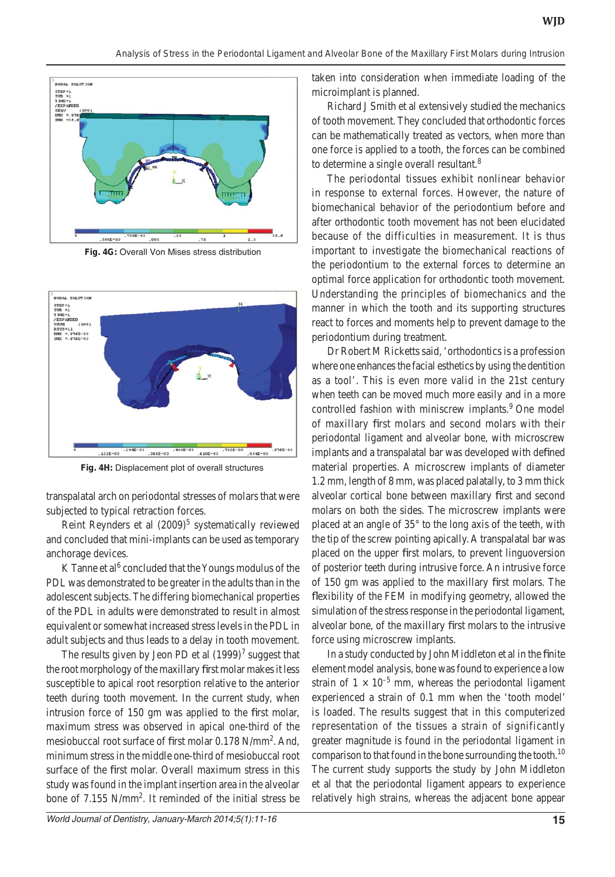Fig. 4G: Overall Von Mises stress distribution

Fig. 4H: Displacement plot of overall structures

transpalatal arch on periodontal stresses of molars that were subjected to typical retraction forces.

Reint Reynders et al (2009)[5] systematically reviewed and concluded that mini-implants can be used as temporary anchorage devices.

K Tanne et al[6] concluded that the Youngs modulus of the PDL was demonstrated to be greater in the adults than in the adolescent subjects. The differing biomechanical properties of the PDL in adults were demonstrated to result in almost equivalent or somewhat increased stress levels in the PDL in adult subjects and thus leads to a delay in tooth movement.

The results given by Jeon PD et al (1999)[7] suggest that the root morphology of the maxillary first molar makes it less susceptible to apical root resorption relative to the anterior teeth during tooth movement. In the current study, when intrusion force of 150 gm was applied to the first molar, maximum stress was observed in apical one-third of the mesiobuccal root surface of first molar 0.178 N/mm$^2$. And, minimum stress in the middle one-third of mesiobuccal root surface of the first molar. Overall maximum stress in this study was found in the implant insertion area in the alveolar bone of 7.155 N/mm$^2$. It reminded of the initial stress be taken into consideration when immediate loading of the microimplant is planned.

Richard J Smith et al extensively studied the mechanics of tooth movement. They concluded that orthodontic forces can be mathematically treated as vectors, when more than one force is applied to a tooth, the forces can be combined to determine a single overall resultant.[8]

The periodontal tissues exhibit nonlinear behavior in response to external forces. However, the nature of biomechanical behavior of the periodontium before and after orthodontic tooth movement has not been elucidated because of the difficulties in measurement. It is thus important to investigate the biomechanical reactions of the periodontium to the external forces to determine an optimal force application for orthodontic tooth movement. Understanding the principles of biomechanics and the manner in which the tooth and its supporting structures react to forces and moments help to prevent damage to the periodontium during treatment.

Dr Robert M Ricketts said, 'orthodontics is a profession where one enhances the facial esthetics by using the dentition as a tool'. This is even more valid in the 21st century when teeth can be moved much more easily and in a more controlled fashion with miniscrew implants.[9] One model of maxillary first molars and second molars with their periodontal ligament and alveolar bone, with microscrew implants and a transpalatal bar was developed with defined material properties. A microscrew implants of diameter 1.2 mm, length of 8 mm, was placed palatally, to 3 mm thick alveolar cortical bone between maxillary first and second molars on both the sides. The microscrew implants were placed at an angle of 35° to the long axis of the teeth, with the tip of the screw pointing apically. A transpalatal bar was placed on the upper first molars, to prevent linguoversion of posterior teeth during intrusive force. An intrusive force of 150 gm was applied to the maxillary first molars. The flexibility of the FEM in modifying geometry, allowed the simulation of the stress response in the periodontal ligament, alveolar bone, of the maxillary first molars to the intrusive force using microscrew implants.

In a study conducted by John Middleton et al in the finite element model analysis, bone was found to experience a low strain of $1 \times 10^{-5}$ mm, whereas the periodontal ligament experienced a strain of 0.1 mm when the 'tooth model' is loaded. The results suggest that in this computerized representation of the tissues a strain of significantly greater magnitude is found in the periodontal ligament in comparison to that found in the bone surrounding the tooth.[10] The current study supports the study by John Middleton et al that the periodontal ligament appears to experience relatively high strains, whereas the adjacent bone appear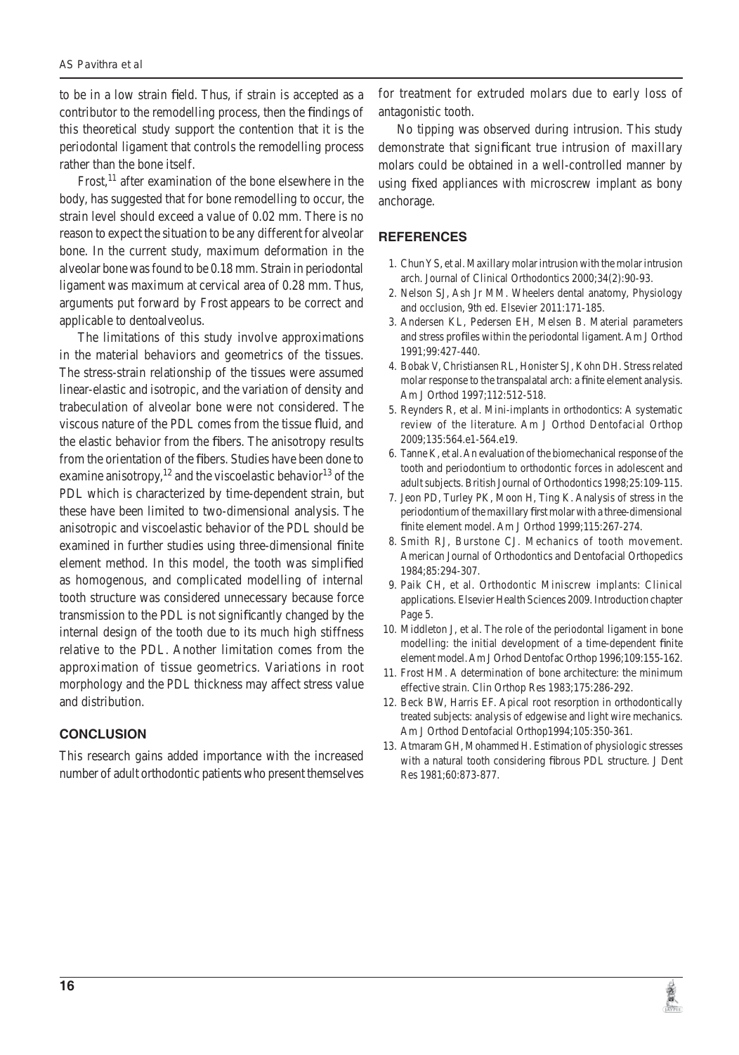to be in a low strain field. Thus, if strain is accepted as a contributor to the remodelling process, then the findings of this theoretical study support the contention that it is the periodontal ligament that controls the remodelling process rather than the bone itself.

Frost,[11] after examination of the bone elsewhere in the body, has suggested that for bone remodelling to occur, the strain level should exceed a value of 0.02 mm. There is no reason to expect the situation to be any different for alveolar bone. In the current study, maximum deformation in the alveolar bone was found to be 0.18 mm. Strain in periodontal ligament was maximum at cervical area of 0.28 mm. Thus, arguments put forward by Frost appears to be correct and applicable to dentoalveolus.

The limitations of this study involve approximations in the material behaviors and geometrics of the tissues. The stress-strain relationship of the tissues were assumed linear-elastic and isotropic, and the variation of density and trabeculation of alveolar bone were not considered. The viscous nature of the PDL comes from the tissue fluid, and the elastic behavior from the fibers. The anisotropy results from the orientation of the fibers. Studies have been done to examine anisotropy,[12] and the viscoelastic behavior[13] of the PDL which is characterized by time-dependent strain, but these have been limited to two-dimensional analysis. The anisotropic and viscoelastic behavior of the PDL should be examined in further studies using three-dimensional finite element method. In this model, the tooth was simplified as homogenous, and complicated modelling of internal tooth structure was considered unnecessary because force transmission to the PDL is not significantly changed by the internal design of the tooth due to its much high stiffness relative to the PDL. Another limitation comes from the approximation of tissue geometrics. Variations in root morphology and the PDL thickness may affect stress value and distribution.

## CONCLUSION

This research gains added importance with the increased number of adult orthodontic patients who present themselves for treatment for extruded molars due to early loss of antagonistic tooth.

No tipping was observed during intrusion. This study demonstrate that significant true intrusion of maxillary molars could be obtained in a well-controlled manner by using fixed appliances with microscrew implant as bony anchorage.

## REFERENCES

1. Chun YS, et al. Maxillary molar intrusion with the molar intrusion arch. Journal of Clinical Orthodontics 2000;34(2):90-93.
2. Nelson SJ, Ash Jr MM. Wheelers dental anatomy, Physiology and occlusion, 9th ed. Elsevier 2011:171-185.
3. Andersen KL, Pedersen EH, Melsen B. Material parameters and stress profiles within the periodontal ligament. Am J Orthod 1991;99:427-440.
4. Bobak V, Christiansen RL, Honister SJ, Kohn DH. Stress related molar response to the transpalatal arch: a finite element analysis. Am J Orthod 1997;112:512-518.
5. Reynders R, et al. Mini-implants in orthodontics: A systematic review of the literature. Am J Orthod Dentofacial Orthop 2009;135:564.e1-564.e19.
6. Tanne K, et al. An evaluation of the biomechanical response of the tooth and periodontium to orthodontic forces in adolescent and adult subjects. British Journal of Orthodontics 1998;25:109-115.
7. Jeon PD, Turley PK, Moon H, Ting K. Analysis of stress in the periodontium of the maxillary first molar with a three-dimensional finite element model. Am J Orthod 1999;115:267-274.
8. Smith RJ, Burstone CJ. Mechanics of tooth movement. American Journal of Orthodontics and Dentofacial Orthopedics 1984;85:294-307.
9. Paik CH, et al. Orthodontic Miniscrew implants: Clinical applications. Elsevier Health Sciences 2009. Introduction chapter Page 5.
10. Middleton J, et al. The role of the periodontal ligament in bone modelling: the initial development of a time-dependent finite element model. Am J Orhod Dentofac Orthop 1996;109:155-162.
11. Frost HM. A determination of bone architecture: the minimum effective strain. Clin Orthop Res 1983;175:286-292.
12. Beck BW, Harris EF. Apical root resorption in orthodontically treated subjects: analysis of edgewise and light wire mechanics. Am J Orthod Dentofacial Orthop1994;105:350-361.
13. Atmaram GH, Mohammed H. Estimation of physiologic stresses with a natural tooth considering fibrous PDL structure. J Dent Res 1981;60:873-877.